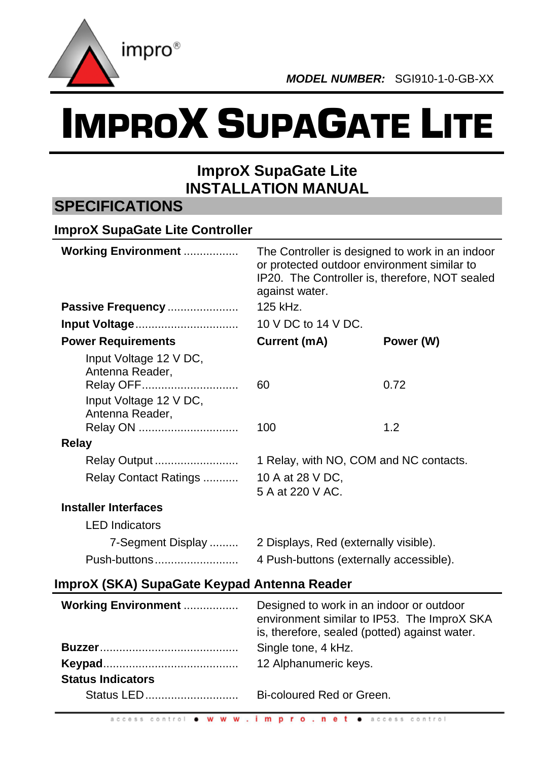impro®

***MODEL NUMBER:*** SGI910-1-0-GB-XX

# IMPROX SUPAGATE LITE

## ImproX SupaGate Lite
## INSTALLATION MANUAL

## SPECIFICATIONS

### ImproX SupaGate Lite Controller

| | | |
|---|---|---|
| **Working Environment** | The Controller is designed to work in an indoor or protected outdoor environment similar to IP20. The Controller is, therefore, NOT sealed against water. | |
| **Passive Frequency** | 125 kHz. | |
| **Input Voltage** | 10 V DC to 14 V DC. | |
| **Power Requirements** | **Current (mA)** | **Power (W)** |
| Input Voltage 12 V DC, Antenna Reader, Relay OFF | 60 | 0.72 |
| Input Voltage 12 V DC, Antenna Reader, Relay ON | 100 | 1.2 |
| **Relay** | | |
| Relay Output | 1 Relay, with NO, COM and NC contacts. | |
| Relay Contact Ratings | 10 A at 28 V DC,<br>5 A at 220 V AC. | |
| **Installer Interfaces** | | |
| LED Indicators | | |
| 7-Segment Display | 2 Displays, Red (externally visible). | |
| Push-buttons | 4 Push-buttons (externally accessible). | |

### ImproX (SKA) SupaGate Keypad Antenna Reader

| | |
|---|---|
| **Working Environment** | Designed to work in an indoor or outdoor environment similar to IP53. The ImproX SKA is, therefore, sealed (potted) against water. |
| **Buzzer** | Single tone, 4 kHz. |
| **Keypad** | 12 Alphanumeric keys. |
| **Status Indicators** | |
| Status LED | Bi-coloured Red or Green. |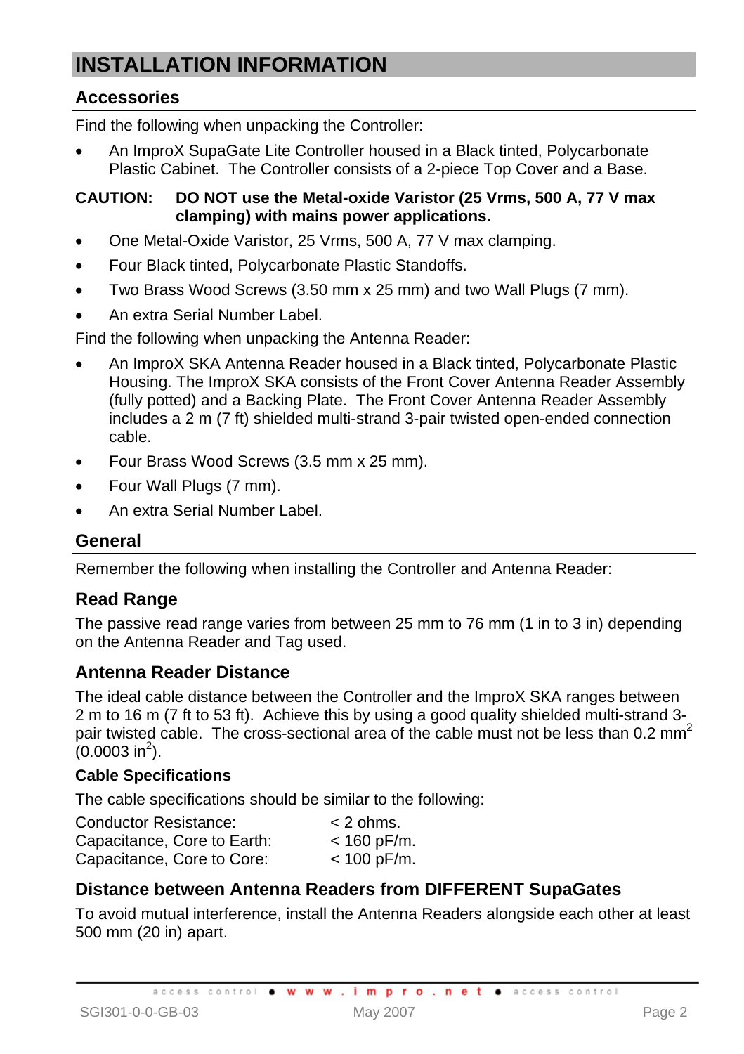# INSTALLATION INFORMATION

## Accessories

Find the following when unpacking the Controller:

- An ImproX SupaGate Lite Controller housed in a Black tinted, Polycarbonate Plastic Cabinet. The Controller consists of a 2-piece Top Cover and a Base.

**CAUTION: DO NOT use the Metal-oxide Varistor (25 Vrms, 500 A, 77 V max clamping) with mains power applications.**

- One Metal-Oxide Varistor, 25 Vrms, 500 A, 77 V max clamping.
- Four Black tinted, Polycarbonate Plastic Standoffs.
- Two Brass Wood Screws (3.50 mm x 25 mm) and two Wall Plugs (7 mm).
- An extra Serial Number Label.

Find the following when unpacking the Antenna Reader:

- An ImproX SKA Antenna Reader housed in a Black tinted, Polycarbonate Plastic Housing. The ImproX SKA consists of the Front Cover Antenna Reader Assembly (fully potted) and a Backing Plate. The Front Cover Antenna Reader Assembly includes a 2 m (7 ft) shielded multi-strand 3-pair twisted open-ended connection cable.
- Four Brass Wood Screws (3.5 mm x 25 mm).
- Four Wall Plugs (7 mm).
- An extra Serial Number Label.

## General

Remember the following when installing the Controller and Antenna Reader:

### Read Range

The passive read range varies from between 25 mm to 76 mm (1 in to 3 in) depending on the Antenna Reader and Tag used.

### Antenna Reader Distance

The ideal cable distance between the Controller and the ImproX SKA ranges between 2 m to 16 m (7 ft to 53 ft). Achieve this by using a good quality shielded multi-strand 3-pair twisted cable. The cross-sectional area of the cable must not be less than 0.2 $mm^2$ (0.0003 $in^2$).

#### Cable Specifications

The cable specifications should be similar to the following:

| | |
|---|---|
| Conductor Resistance: | < 2 ohms. |
| Capacitance, Core to Earth: | < 160 pF/m. |
| Capacitance, Core to Core: | < 100 pF/m. |

### Distance between Antenna Readers from DIFFERENT SupaGates

To avoid mutual interference, install the Antenna Readers alongside each other at least 500 mm (20 in) apart.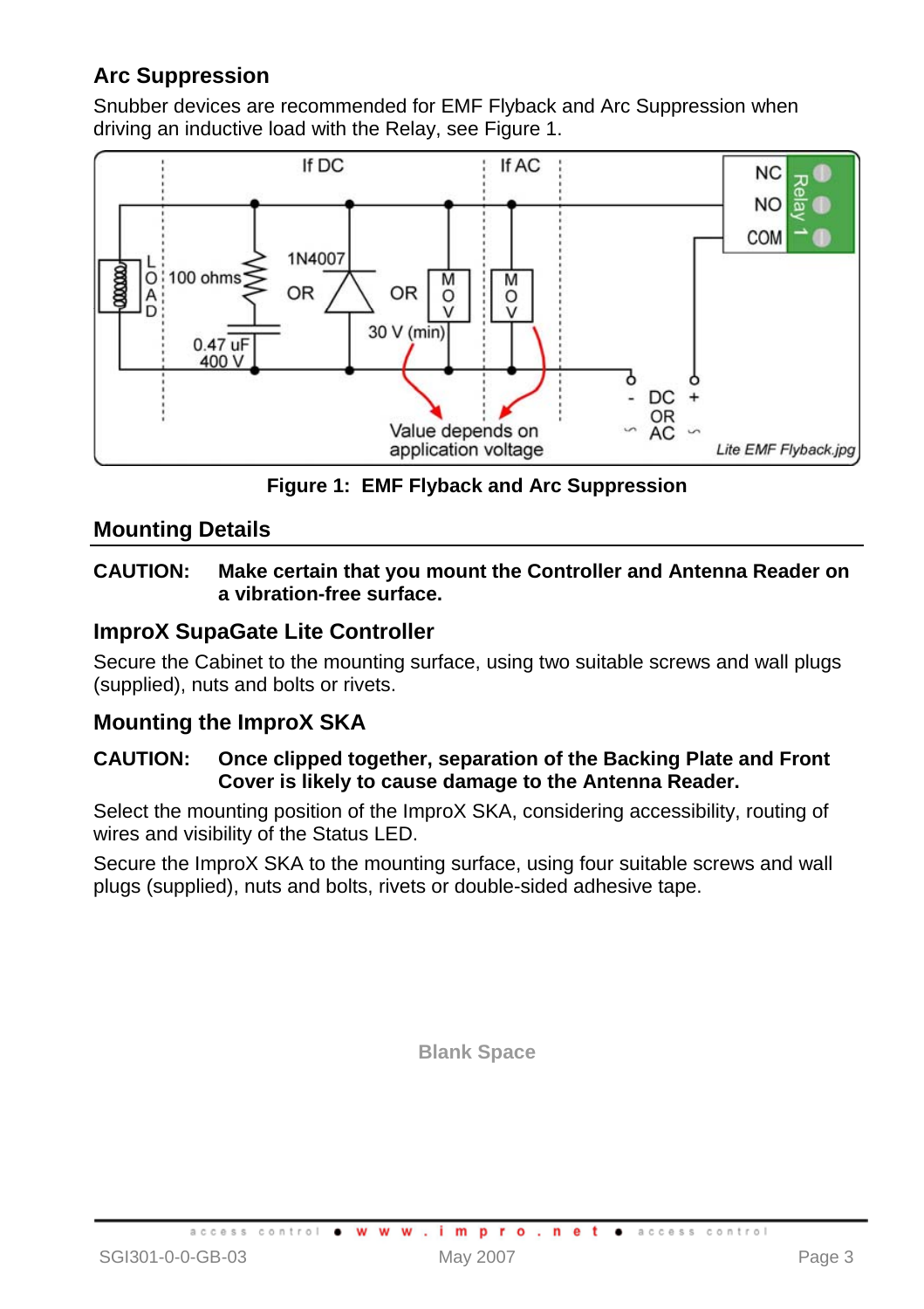## Arc Suppression

Snubber devices are recommended for EMF Flyback and Arc Suppression when driving an inductive load with the Relay, see Figure 1.

**Figure 1: EMF Flyback and Arc Suppression**

## Mounting Details

**CAUTION: Make certain that you mount the Controller and Antenna Reader on a vibration-free surface.**

### ImproX SupaGate Lite Controller

Secure the Cabinet to the mounting surface, using two suitable screws and wall plugs (supplied), nuts and bolts or rivets.

### Mounting the ImproX SKA

**CAUTION: Once clipped together, separation of the Backing Plate and Front Cover is likely to cause damage to the Antenna Reader.**

Select the mounting position of the ImproX SKA, considering accessibility, routing of wires and visibility of the Status LED.

Secure the ImproX SKA to the mounting surface, using four suitable screws and wall plugs (supplied), nuts and bolts, rivets or double-sided adhesive tape.

Blank Space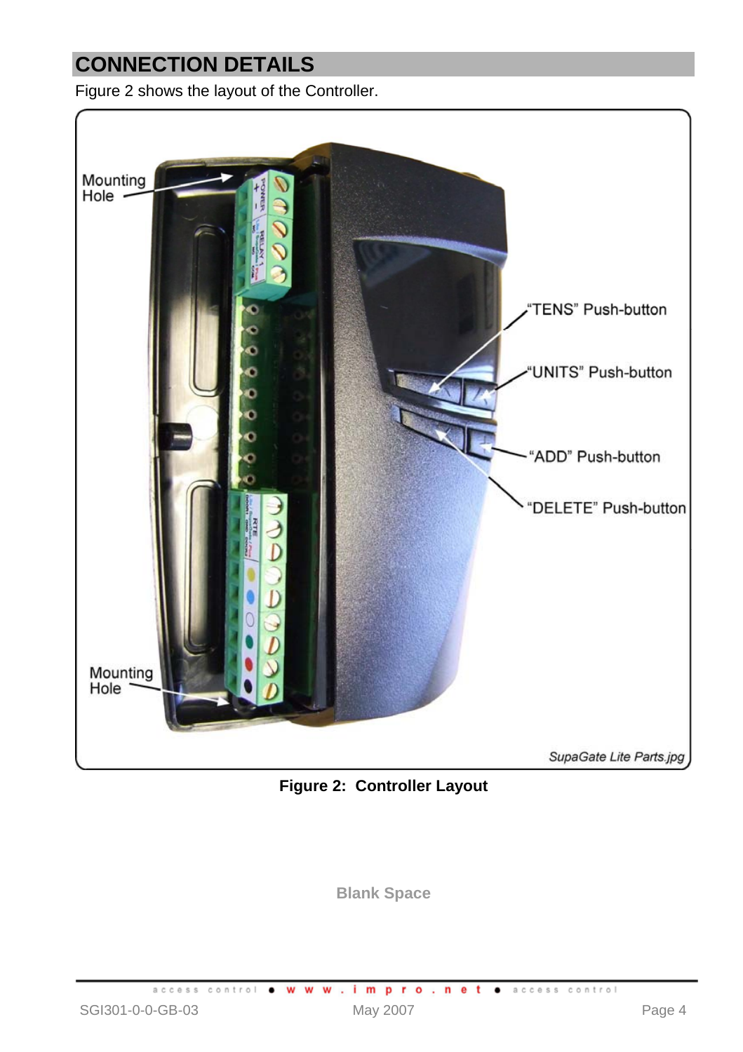## CONNECTION DETAILS

Figure 2 shows the layout of the Controller.

Mounting Hole

"TENS" Push-button

"UNITS" Push-button

"ADD" Push-button

"DELETE" Push-button

Mounting Hole

*SupaGate Lite Parts.jpg*

**Figure 2: Controller Layout**

**Blank Space**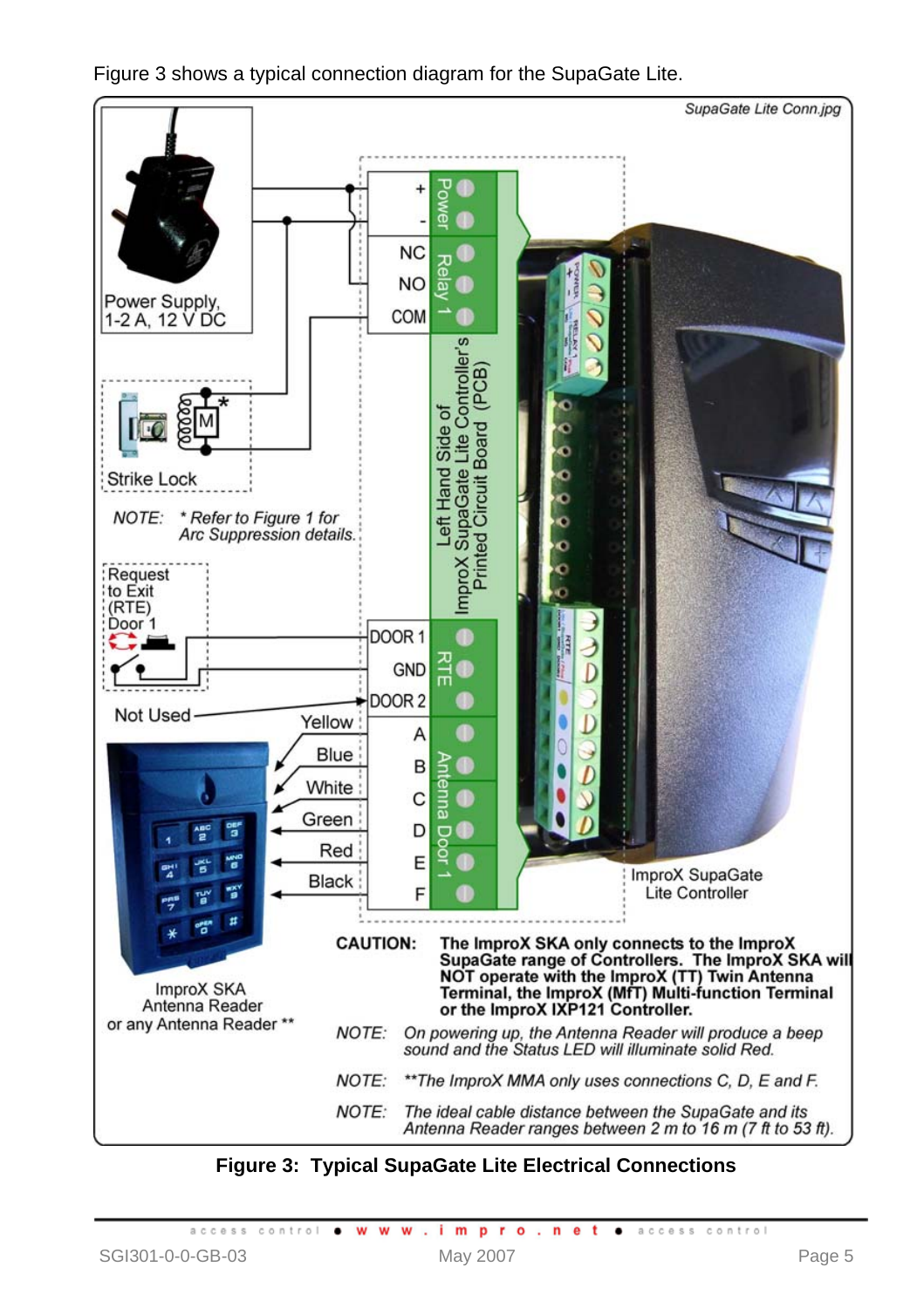Figure 3 shows a typical connection diagram for the SupaGate Lite.

SupaGate Lite Conn.jpg

Power Supply, 1-2 A, 12 V DC

Strike Lock

NOTE: * Refer to Figure 1 for Arc Suppression details.

Request to Exit (RTE) Door 1

Not Used

Power: + , -

Relay 1: NC, NO, COM

Left Hand Side of ImproX SupaGate Lite Controller's Printed Circuit Board (PCB)

RTE: DOOR 1, GND, DOOR 2

Antenna Door 1: A (Yellow), B (Blue), C (White), D (Green), E (Red), F (Black)

ImproX SKA Antenna Reader or any Antenna Reader **

ImproX SupaGate Lite Controller

**CAUTION: The ImproX SKA only connects to the ImproX SupaGate range of Controllers. The ImproX SKA will NOT operate with the ImproX (TT) Twin Antenna Terminal, the ImproX (MfT) Multi-function Terminal or the ImproX IXP121 Controller.**

*NOTE: On powering up, the Antenna Reader will produce a beep sound and the Status LED will illuminate solid Red.*

*NOTE: **The ImproX MMA only uses connections C, D, E and F.*

*NOTE: The ideal cable distance between the SupaGate and its Antenna Reader ranges between 2 m to 16 m (7 ft to 53 ft).*

**Figure 3: Typical SupaGate Lite Electrical Connections**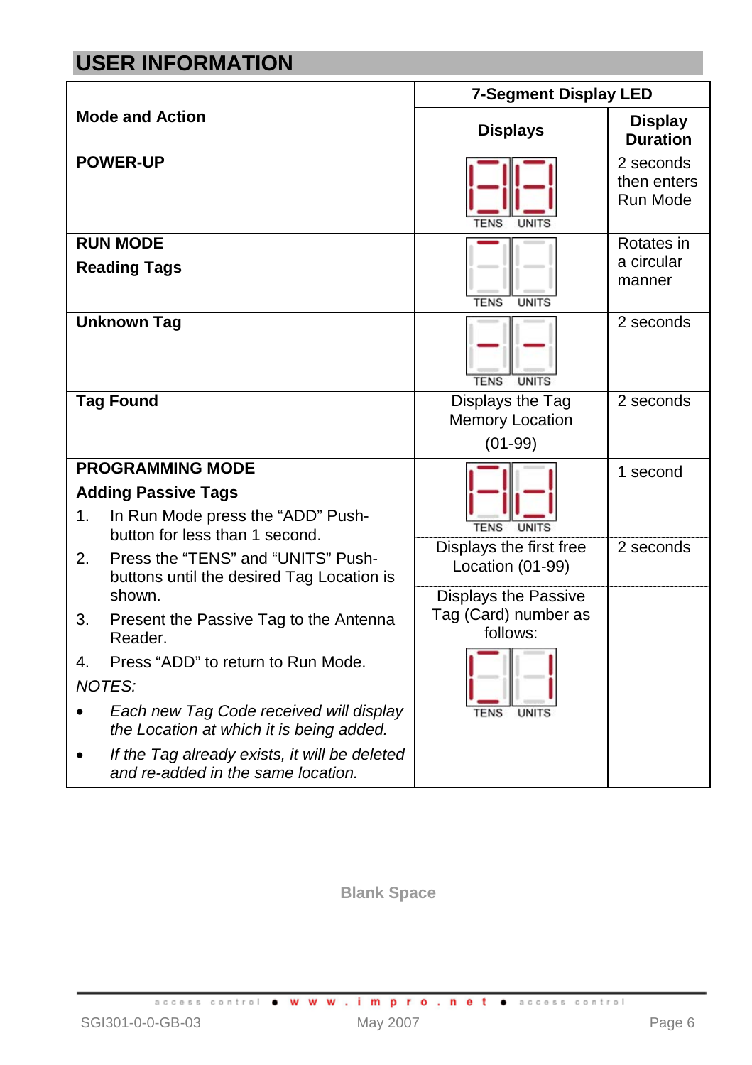## USER INFORMATION

| Mode and Action | 7-Segment Display LED | |
|---|---|---|
| | Displays | Display Duration |
| **POWER-UP** | TENS UNITS | 2 seconds then enters Run Mode |
| **RUN MODE**<br>**Reading Tags** | TENS UNITS | Rotates in a circular manner |
| **Unknown Tag** | TENS UNITS | 2 seconds |
| **Tag Found** | Displays the Tag Memory Location (01-99) | 2 seconds |
| **PROGRAMMING MODE**<br>**Adding Passive Tags**<br>1. In Run Mode press the “ADD” Push-button for less than 1 second.<br>2. Press the “TENS” and “UNITS” Push-buttons until the desired Tag Location is shown.<br>3. Present the Passive Tag to the Antenna Reader.<br>4. Press “ADD” to return to Run Mode.<br>*NOTES:*<br>• *Each new Tag Code received will display the Location at which it is being added.*<br>• *If the Tag already exists, it will be deleted and re-added in the same location.* | TENS UNITS<br>Displays the first free Location (01-99)<br>Displays the Passive Tag (Card) number as follows:<br>TENS UNITS | 1 second<br>2 seconds |

Blank Space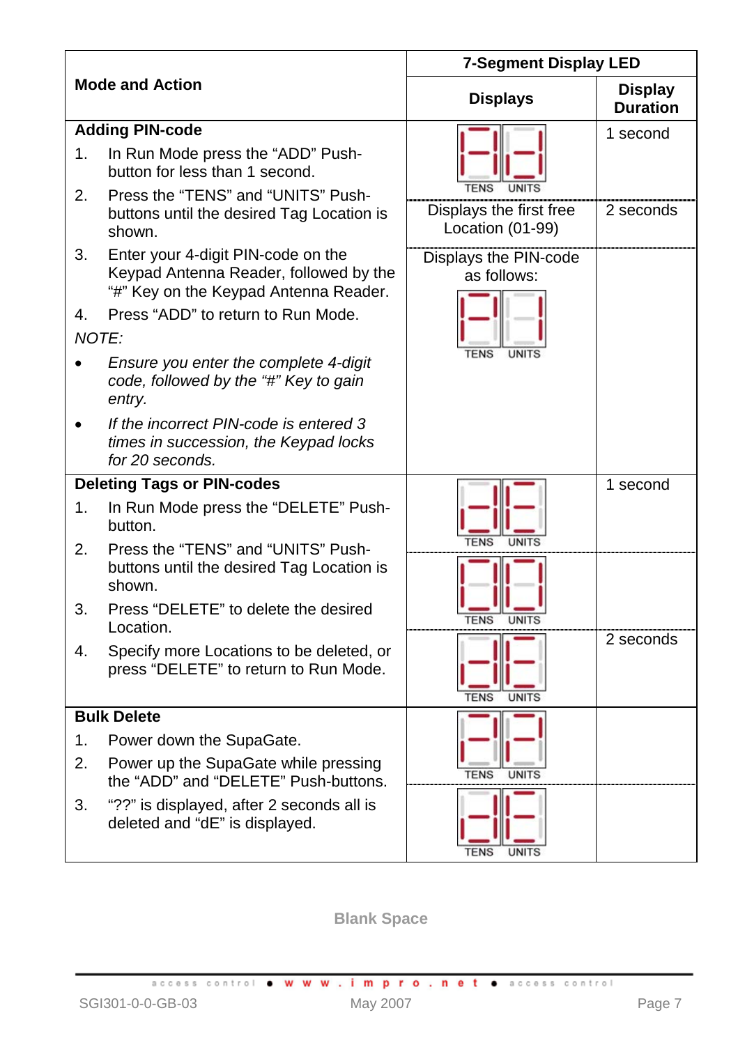| Mode and Action | 7-Segment Display LED | |
|---|---|---|
| | **Displays** | **Display Duration** |
| **Adding PIN-code** | TENS UNITS | 1 second |
| 1. In Run Mode press the "ADD" Push-button for less than 1 second.<br>2. Press the "TENS" and "UNITS" Push-buttons until the desired Tag Location is shown. | Displays the first free Location (01-99) | 2 seconds |
| 3. Enter your 4-digit PIN-code on the Keypad Antenna Reader, followed by the "#" Key on the Keypad Antenna Reader.<br>4. Press "ADD" to return to Run Mode.<br>*NOTE:*<br>• *Ensure you enter the complete 4-digit code, followed by the "#" Key to gain entry.*<br>• *If the incorrect PIN-code is entered 3 times in succession, the Keypad locks for 20 seconds.* | Displays the PIN-code as follows:<br>TENS UNITS | |
| **Deleting Tags or PIN-codes** | TENS UNITS | 1 second |
| 1. In Run Mode press the "DELETE" Push-button.<br>2. Press the "TENS" and "UNITS" Push-buttons until the desired Tag Location is shown. | TENS UNITS | |
| 3. Press "DELETE" to delete the desired Location.<br>4. Specify more Locations to be deleted, or press "DELETE" to return to Run Mode. | TENS UNITS | 2 seconds |
| **Bulk Delete** | TENS UNITS | |
| 1. Power down the SupaGate.<br>2. Power up the SupaGate while pressing the "ADD" and "DELETE" Push-buttons.<br>3. "??" is displayed, after 2 seconds all is deleted and "dE" is displayed. | TENS UNITS | |

Blank Space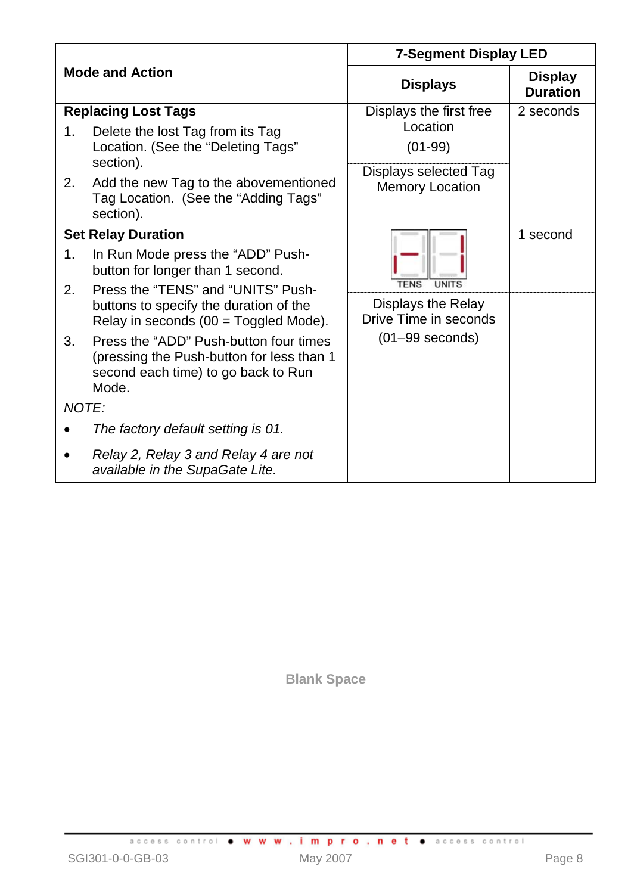| Mode and Action | 7-Segment Display LED | |
|---|---|---|
| | **Displays** | **Display Duration** |
| **Replacing Lost Tags**<br>1. Delete the lost Tag from its Tag Location. (See the "Deleting Tags" section).<br>2. Add the new Tag to the abovementioned Tag Location. (See the "Adding Tags" section). | Displays the first free Location (01-99)<br>Displays selected Tag Memory Location | 2 seconds |
| **Set Relay Duration**<br>1. In Run Mode press the "ADD" Push-button for longer than 1 second.<br>2. Press the "TENS" and "UNITS" Push-buttons to specify the duration of the Relay in seconds (00 = Toggled Mode).<br>3. Press the "ADD" Push-button four times (pressing the Push-button for less than 1 second each time) to go back to Run Mode.<br>*NOTE:*<br>• *The factory default setting is 01.*<br>• *Relay 2, Relay 3 and Relay 4 are not available in the SupaGate Lite.* | TENS UNITS<br>Displays the Relay Drive Time in seconds (01–99 seconds) | 1 second |

Blank Space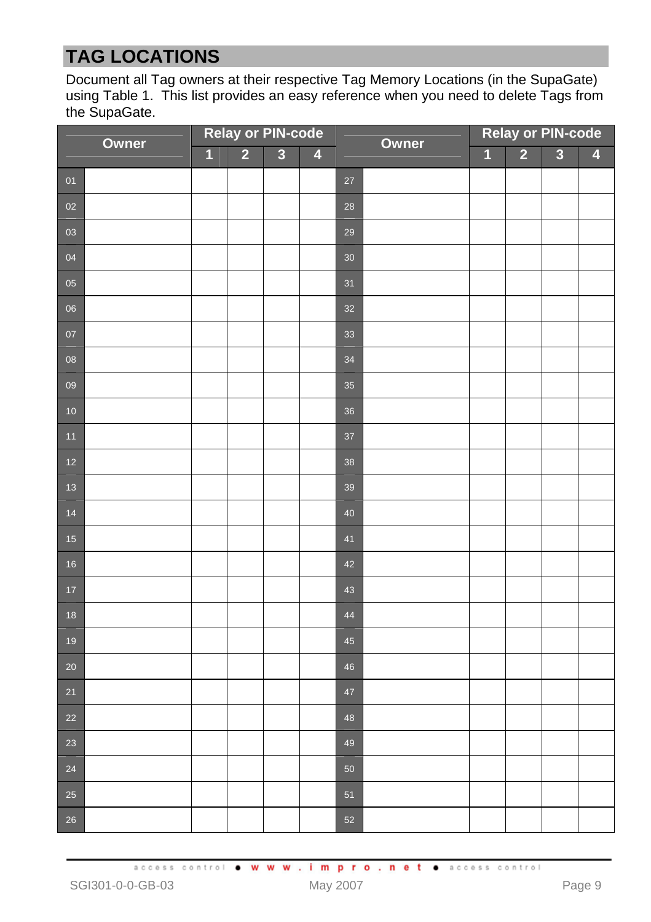# TAG LOCATIONS

Document all Tag owners at their respective Tag Memory Locations (in the SupaGate) using Table 1. This list provides an easy reference when you need to delete Tags from the SupaGate.

| | Owner | Relay or PIN-code | | | | | Owner | Relay or PIN-code | | | |
|---|---|---|---|---|---|---|---|---|---|---|---|
| | | 1 | 2 | 3 | 4 | | | 1 | 2 | 3 | 4 |
| 01 | | | | | | 27 | | | | | |
| 02 | | | | | | 28 | | | | | |
| 03 | | | | | | 29 | | | | | |
| 04 | | | | | | 30 | | | | | |
| 05 | | | | | | 31 | | | | | |
| 06 | | | | | | 32 | | | | | |
| 07 | | | | | | 33 | | | | | |
| 08 | | | | | | 34 | | | | | |
| 09 | | | | | | 35 | | | | | |
| 10 | | | | | | 36 | | | | | |
| 11 | | | | | | 37 | | | | | |
| 12 | | | | | | 38 | | | | | |
| 13 | | | | | | 39 | | | | | |
| 14 | | | | | | 40 | | | | | |
| 15 | | | | | | 41 | | | | | |
| 16 | | | | | | 42 | | | | | |
| 17 | | | | | | 43 | | | | | |
| 18 | | | | | | 44 | | | | | |
| 19 | | | | | | 45 | | | | | |
| 20 | | | | | | 46 | | | | | |
| 21 | | | | | | 47 | | | | | |
| 22 | | | | | | 48 | | | | | |
| 23 | | | | | | 49 | | | | | |
| 24 | | | | | | 50 | | | | | |
| 25 | | | | | | 51 | | | | | |
| 26 | | | | | | 52 | | | | | |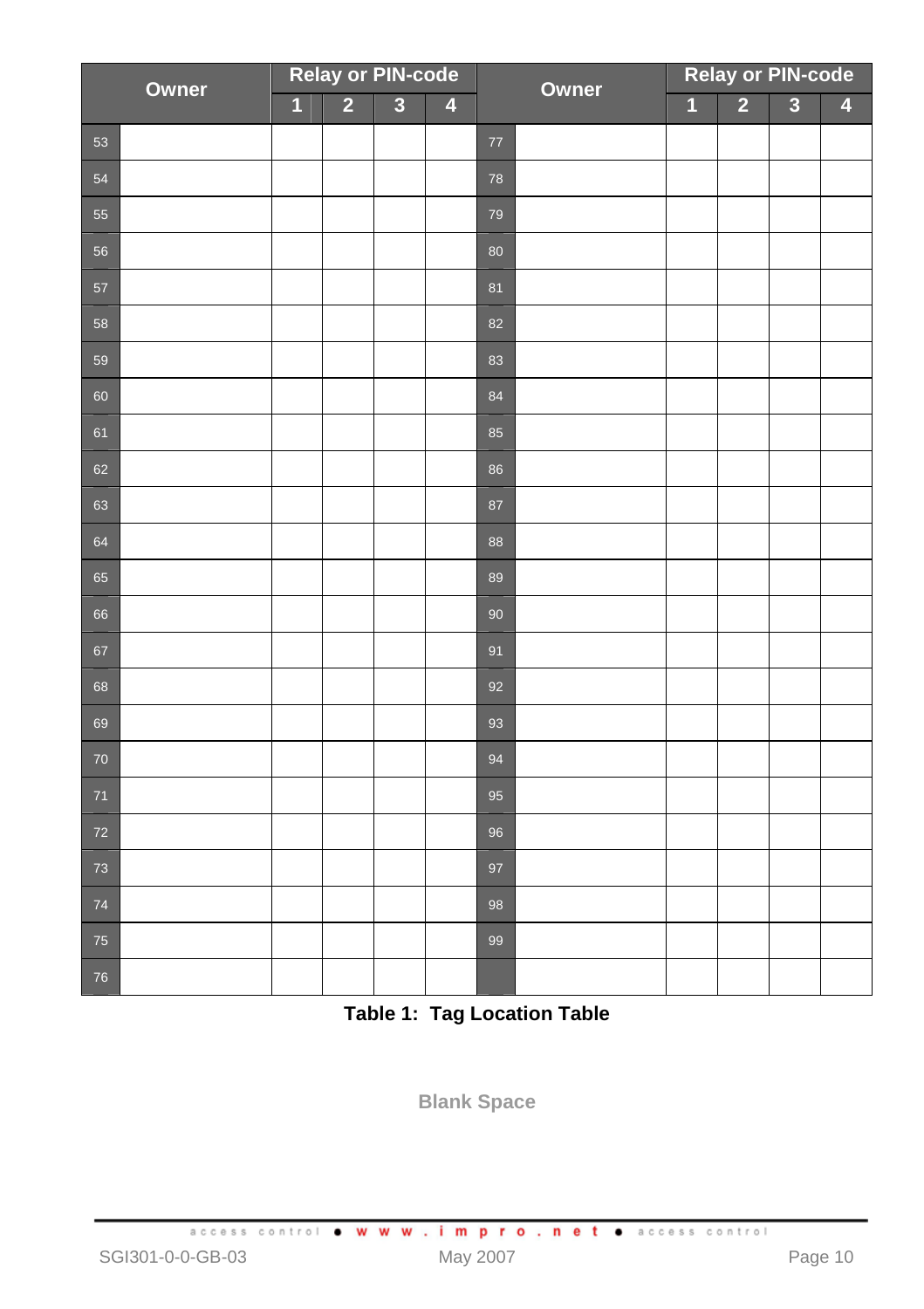| # | Owner | Relay or PIN-code 1 | 2 | 3 | 4 | # | Owner | Relay or PIN-code 1 | 2 | 3 | 4 |
|---|---|---|---|---|---|---|---|---|---|---|---|
| 53 | | | | | | 77 | | | | | |
| 54 | | | | | | 78 | | | | | |
| 55 | | | | | | 79 | | | | | |
| 56 | | | | | | 80 | | | | | |
| 57 | | | | | | 81 | | | | | |
| 58 | | | | | | 82 | | | | | |
| 59 | | | | | | 83 | | | | | |
| 60 | | | | | | 84 | | | | | |
| 61 | | | | | | 85 | | | | | |
| 62 | | | | | | 86 | | | | | |
| 63 | | | | | | 87 | | | | | |
| 64 | | | | | | 88 | | | | | |
| 65 | | | | | | 89 | | | | | |
| 66 | | | | | | 90 | | | | | |
| 67 | | | | | | 91 | | | | | |
| 68 | | | | | | 92 | | | | | |
| 69 | | | | | | 93 | | | | | |
| 70 | | | | | | 94 | | | | | |
| 71 | | | | | | 95 | | | | | |
| 72 | | | | | | 96 | | | | | |
| 73 | | | | | | 97 | | | | | |
| 74 | | | | | | 98 | | | | | |
| 75 | | | | | | 99 | | | | | |
| 76 | | | | | | | | | | | |

**Table 1: Tag Location Table**

**Blank Space**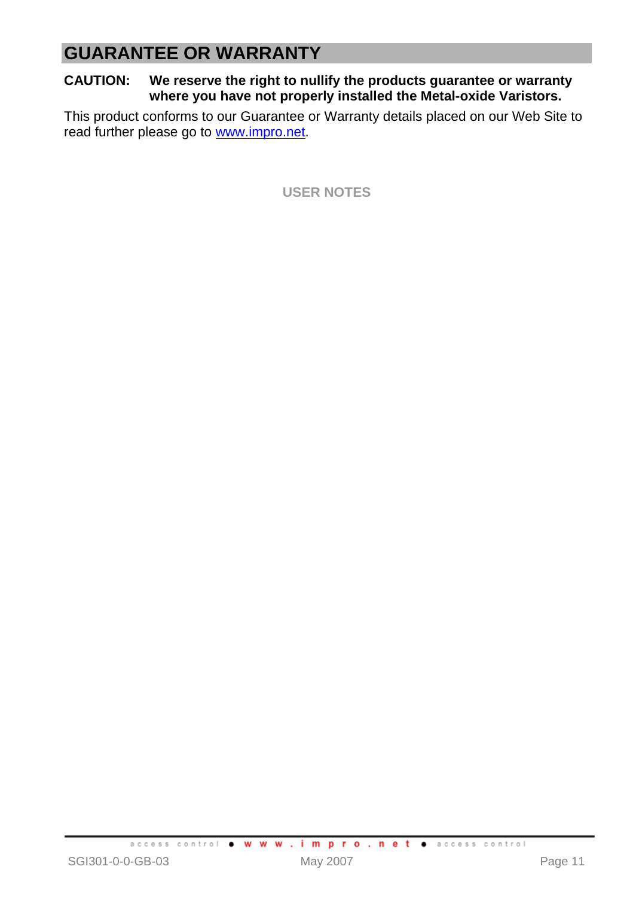# GUARANTEE OR WARRANTY

**CAUTION: We reserve the right to nullify the products guarantee or warranty where you have not properly installed the Metal-oxide Varistors.**

This product conforms to our Guarantee or Warranty details placed on our Web Site to read further please go to [www.impro.net](http://www.impro.net).

**USER NOTES**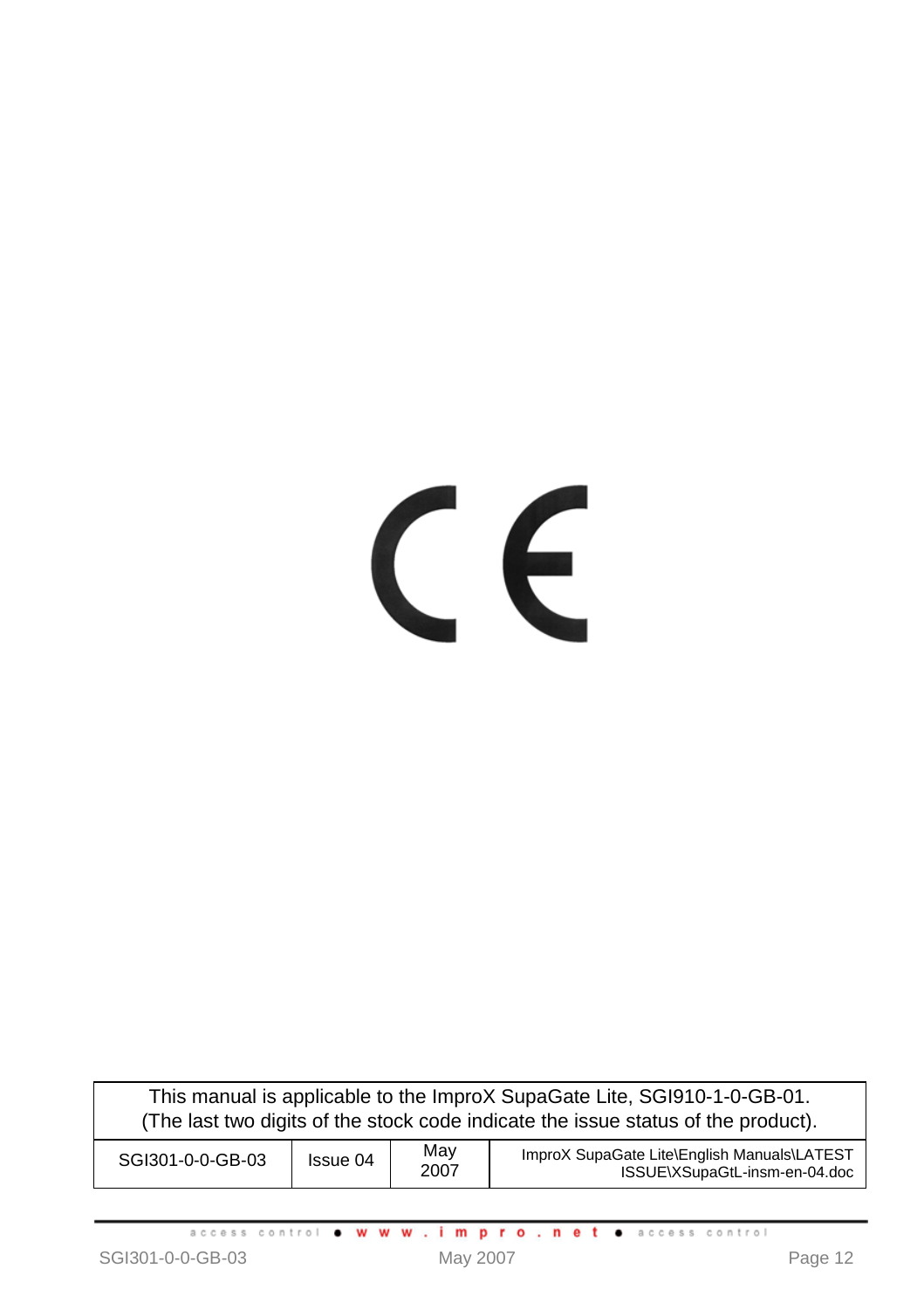| | | | |
|---|---|---|---|
| This manual is applicable to the ImproX SupaGate Lite, SGI910-1-0-GB-01.<br>(The last two digits of the stock code indicate the issue status of the product). | | | |
| SGI301-0-0-GB-03 | Issue 04 | May 2007 | ImproX SupaGate Lite\English Manuals\LATEST ISSUE\XSupaGtL-insm-en-04.doc |